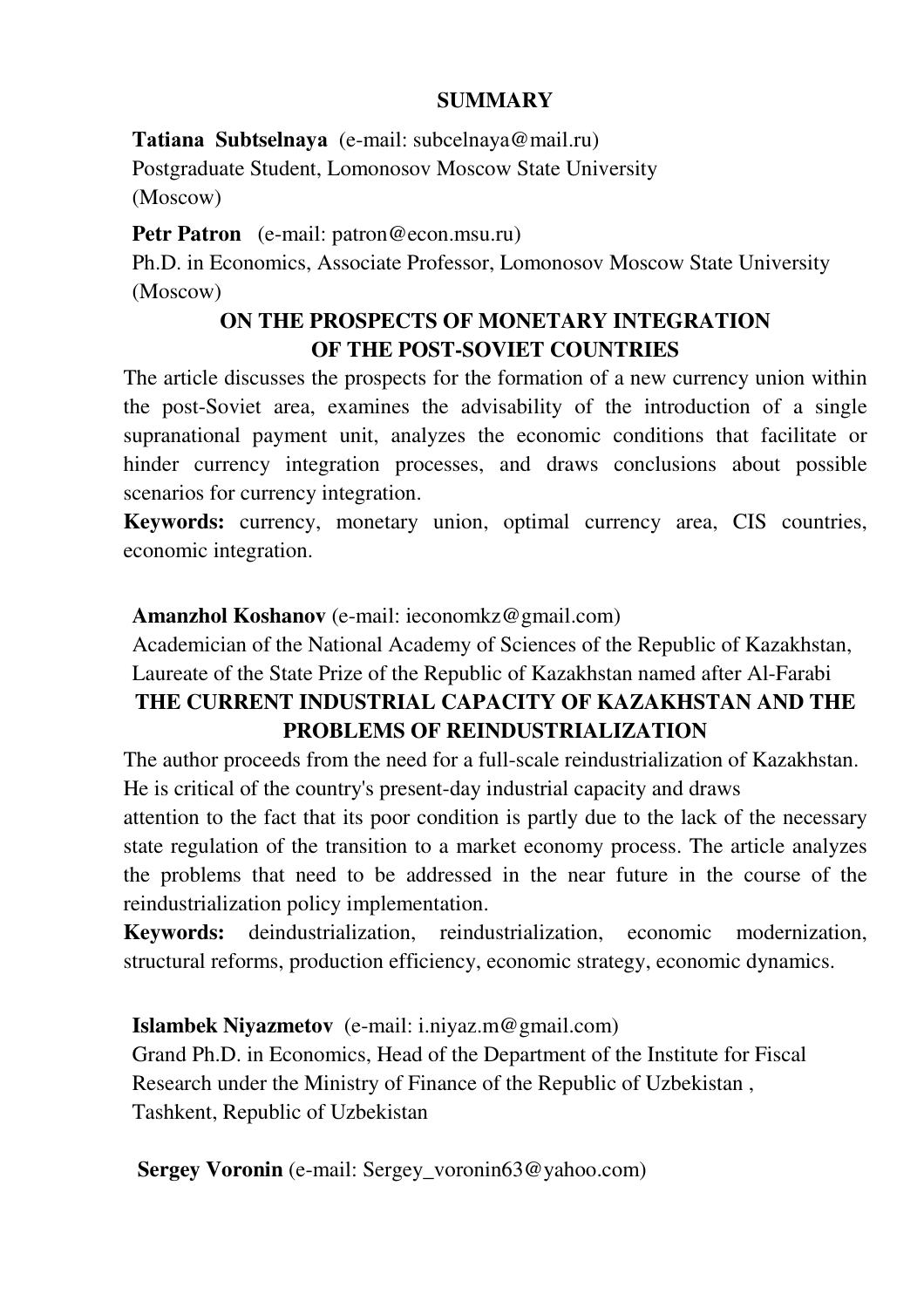# SUMMARY

**Tatiana Subtselnaya** (e-mail: subcelnaya@mail.ru)
Postgraduate Student, Lomonosov Moscow State University (Moscow)

**Petr Patron** (e-mail: patron@econ.msu.ru)
Ph.D. in Economics, Associate Professor, Lomonosov Moscow State University (Moscow)

## ON THE PROSPECTS OF MONETARY INTEGRATION OF THE POST-SOVIET COUNTRIES

The article discusses the prospects for the formation of a new currency union within the post-Soviet area, examines the advisability of the introduction of a single supranational payment unit, analyzes the economic conditions that facilitate or hinder currency integration processes, and draws conclusions about possible scenarios for currency integration.

**Keywords:** currency, monetary union, optimal currency area, CIS countries, economic integration.

**Amanzhol Koshanov** (e-mail: ieconomkz@gmail.com)
Academician of the National Academy of Sciences of the Republic of Kazakhstan, Laureate of the State Prize of the Republic of Kazakhstan named after Al-Farabi

## THE CURRENT INDUSTRIAL CAPACITY OF KAZAKHSTAN AND THE PROBLEMS OF REINDUSTRIALIZATION

The author proceeds from the need for a full-scale reindustrialization of Kazakhstan. He is critical of the country's present-day industrial capacity and draws attention to the fact that its poor condition is partly due to the lack of the necessary state regulation of the transition to a market economy process. The article analyzes the problems that need to be addressed in the near future in the course of the reindustrialization policy implementation.

**Keywords:** deindustrialization, reindustrialization, economic modernization, structural reforms, production efficiency, economic strategy, economic dynamics.

**Islambek Niyazmetov** (e-mail: i.niyaz.m@gmail.com)
Grand Ph.D. in Economics, Head of the Department of the Institute for Fiscal Research under the Ministry of Finance of the Republic of Uzbekistan ,
Tashkent, Republic of Uzbekistan

**Sergey Voronin** (e-mail: Sergey_voronin63@yahoo.com)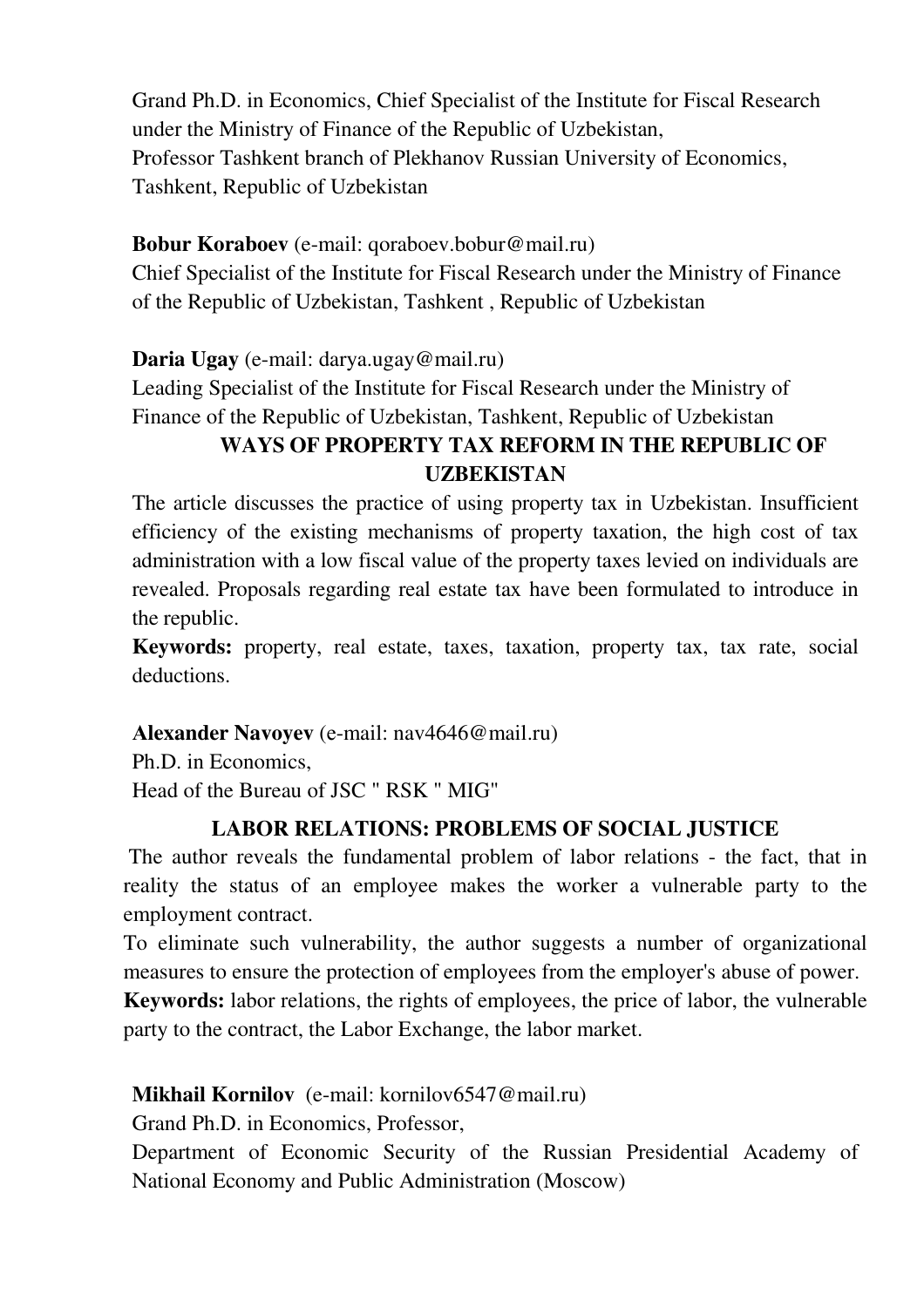Grand Ph.D. in Economics, Chief Specialist of the Institute for Fiscal Research under the Ministry of Finance of the Republic of Uzbekistan,
Professor Tashkent branch of Plekhanov Russian University of Economics, Tashkent, Republic of Uzbekistan

**Bobur Koraboev** (e-mail: qoraboev.bobur@mail.ru)
Chief Specialist of the Institute for Fiscal Research under the Ministry of Finance of the Republic of Uzbekistan, Tashkent , Republic of Uzbekistan

**Daria Ugay** (e-mail: darya.ugay@mail.ru)
Leading Specialist of the Institute for Fiscal Research under the Ministry of Finance of the Republic of Uzbekistan, Tashkent, Republic of Uzbekistan

## WAYS OF PROPERTY TAX REFORM IN THE REPUBLIC OF UZBEKISTAN

The article discusses the practice of using property tax in Uzbekistan. Insufficient efficiency of the existing mechanisms of property taxation, the high cost of tax administration with a low fiscal value of the property taxes levied on individuals are revealed. Proposals regarding real estate tax have been formulated to introduce in the republic.

**Keywords:** property, real estate, taxes, taxation, property tax, tax rate, social deductions.

**Alexander Navoyev** (e-mail: nav4646@mail.ru)
Ph.D. in Economics,
Head of the Bureau of JSC " RSK " MIG"

## LABOR RELATIONS: PROBLEMS OF SOCIAL JUSTICE

The author reveals the fundamental problem of labor relations - the fact, that in reality the status of an employee makes the worker a vulnerable party to the employment contract.

To eliminate such vulnerability, the author suggests a number of organizational measures to ensure the protection of employees from the employer's abuse of power.

**Keywords:** labor relations, the rights of employees, the price of labor, the vulnerable party to the contract, the Labor Exchange, the labor market.

**Mikhail Kornilov** (e-mail: kornilov6547@mail.ru)
Grand Ph.D. in Economics, Professor,
Department of Economic Security of the Russian Presidential Academy of National Economy and Public Administration (Moscow)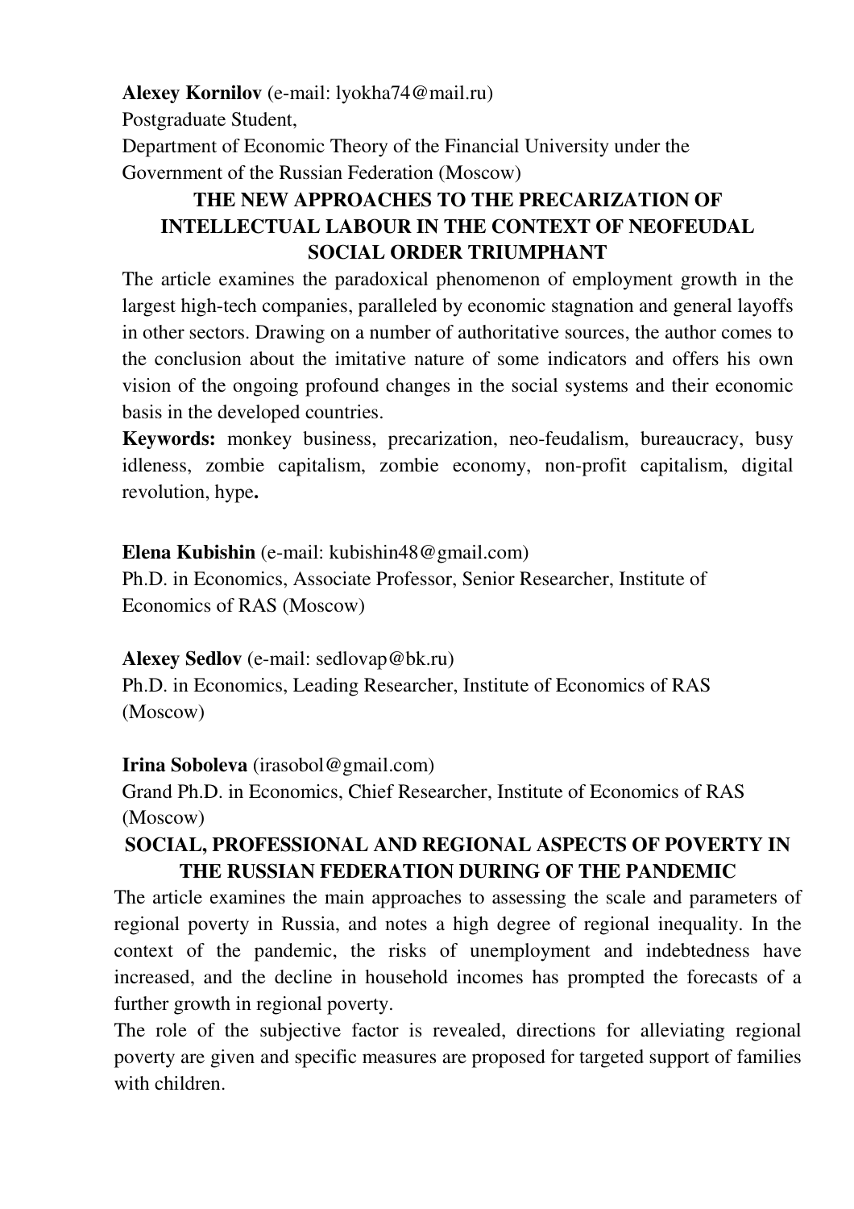**Alexey Kornilov** (e-mail: lyokha74@mail.ru)
Postgraduate Student,
Department of Economic Theory of the Financial University under the Government of the Russian Federation (Moscow)

## THE NEW APPROACHES TO THE PRECARIZATION OF INTELLECTUAL LABOUR IN THE CONTEXT OF NEOFEUDAL SOCIAL ORDER TRIUMPHANT

The article examines the paradoxical phenomenon of employment growth in the largest high-tech companies, paralleled by economic stagnation and general layoffs in other sectors. Drawing on a number of authoritative sources, the author comes to the conclusion about the imitative nature of some indicators and offers his own vision of the ongoing profound changes in the social systems and their economic basis in the developed countries.

**Keywords:** monkey business, precarization, neo-feudalism, bureaucracy, busy idleness, zombie capitalism, zombie economy, non-profit capitalism, digital revolution, hype**.**

**Elena Kubishin** (e-mail: kubishin48@gmail.com)
Ph.D. in Economics, Associate Professor, Senior Researcher, Institute of Economics of RAS (Moscow)

**Alexey Sedlov** (e-mail: sedlovap@bk.ru)
Ph.D. in Economics, Leading Researcher, Institute of Economics of RAS (Moscow)

**Irina Soboleva** (irasobol@gmail.com)
Grand Ph.D. in Economics, Chief Researcher, Institute of Economics of RAS (Moscow)

## SOCIAL, PROFESSIONAL AND REGIONAL ASPECTS OF POVERTY IN THE RUSSIAN FEDERATION DURING OF THE PANDEMIC

The article examines the main approaches to assessing the scale and parameters of regional poverty in Russia, and notes a high degree of regional inequality. In the context of the pandemic, the risks of unemployment and indebtedness have increased, and the decline in household incomes has prompted the forecasts of a further growth in regional poverty.

The role of the subjective factor is revealed, directions for alleviating regional poverty are given and specific measures are proposed for targeted support of families with children.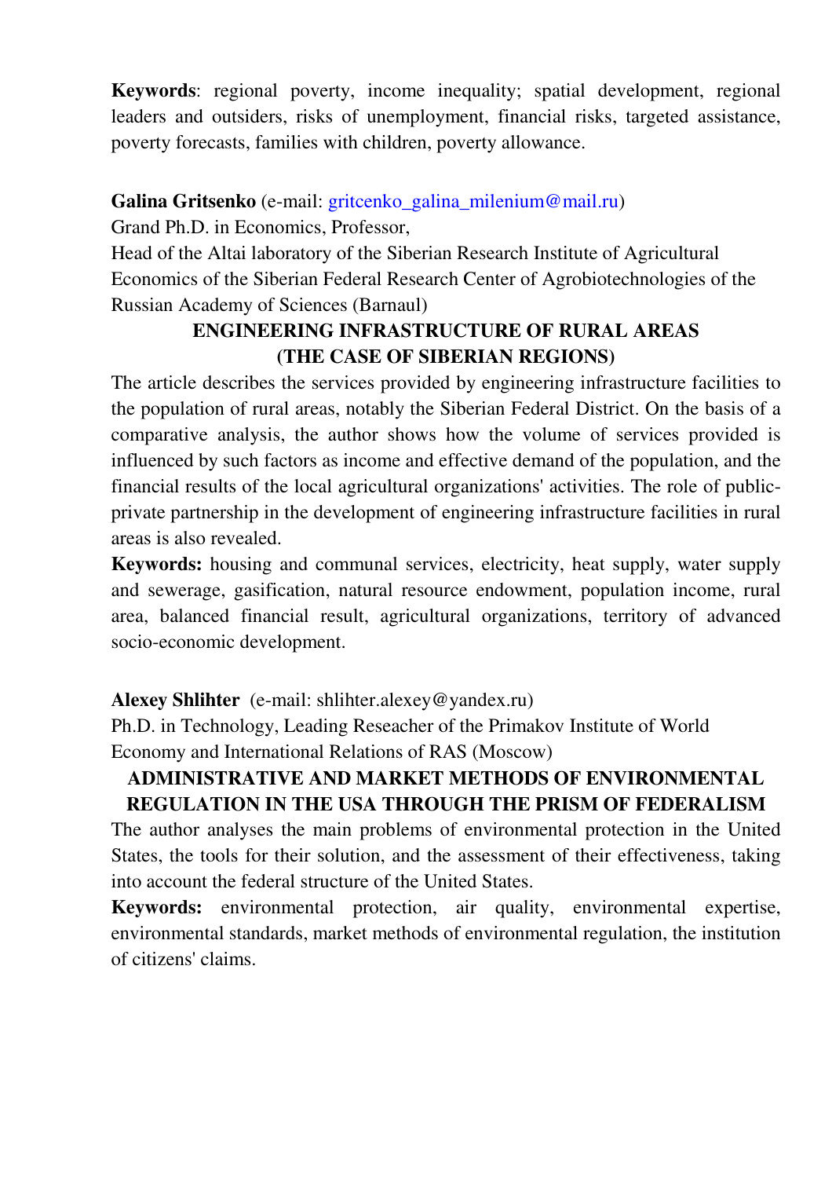**Keywords**: regional poverty, income inequality; spatial development, regional leaders and outsiders, risks of unemployment, financial risks, targeted assistance, poverty forecasts, families with children, poverty allowance.

**Galina Gritsenko** (e-mail: gritcenko_galina_milenium@mail.ru)
Grand Ph.D. in Economics, Professor,
Head of the Altai laboratory of the Siberian Research Institute of Agricultural Economics of the Siberian Federal Research Center of Agrobiotechnologies of the Russian Academy of Sciences (Barnaul)

**ENGINEERING INFRASTRUCTURE OF RURAL AREAS (THE CASE OF SIBERIAN REGIONS)**

The article describes the services provided by engineering infrastructure facilities to the population of rural areas, notably the Siberian Federal District. On the basis of a comparative analysis, the author shows how the volume of services provided is influenced by such factors as income and effective demand of the population, and the financial results of the local agricultural organizations' activities. The role of public-private partnership in the development of engineering infrastructure facilities in rural areas is also revealed.

**Keywords:** housing and communal services, electricity, heat supply, water supply and sewerage, gasification, natural resource endowment, population income, rural area, balanced financial result, agricultural organizations, territory of advanced socio-economic development.

**Alexey Shlihter** (e-mail: shlihter.alexey@yandex.ru)
Ph.D. in Technology, Leading Reseacher of the Primakov Institute of World Economy and International Relations of RAS (Moscow)

**ADMINISTRATIVE AND MARKET METHODS OF ENVIRONMENTAL REGULATION IN THE USA THROUGH THE PRISM OF FEDERALISM**

The author analyses the main problems of environmental protection in the United States, the tools for their solution, and the assessment of their effectiveness, taking into account the federal structure of the United States.

**Keywords:** environmental protection, air quality, environmental expertise, environmental standards, market methods of environmental regulation, the institution of citizens' claims.